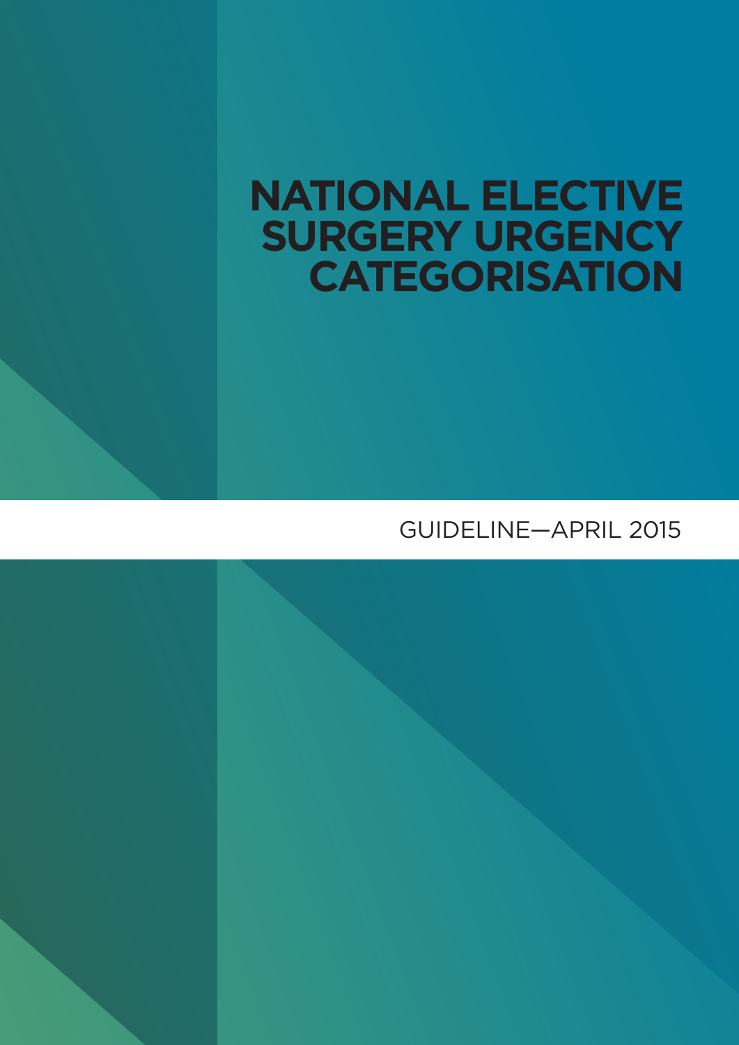# NATIONAL ELECTIVE SURGERY URGENCY CATEGORISATION

GUIDELINE—APRIL 2015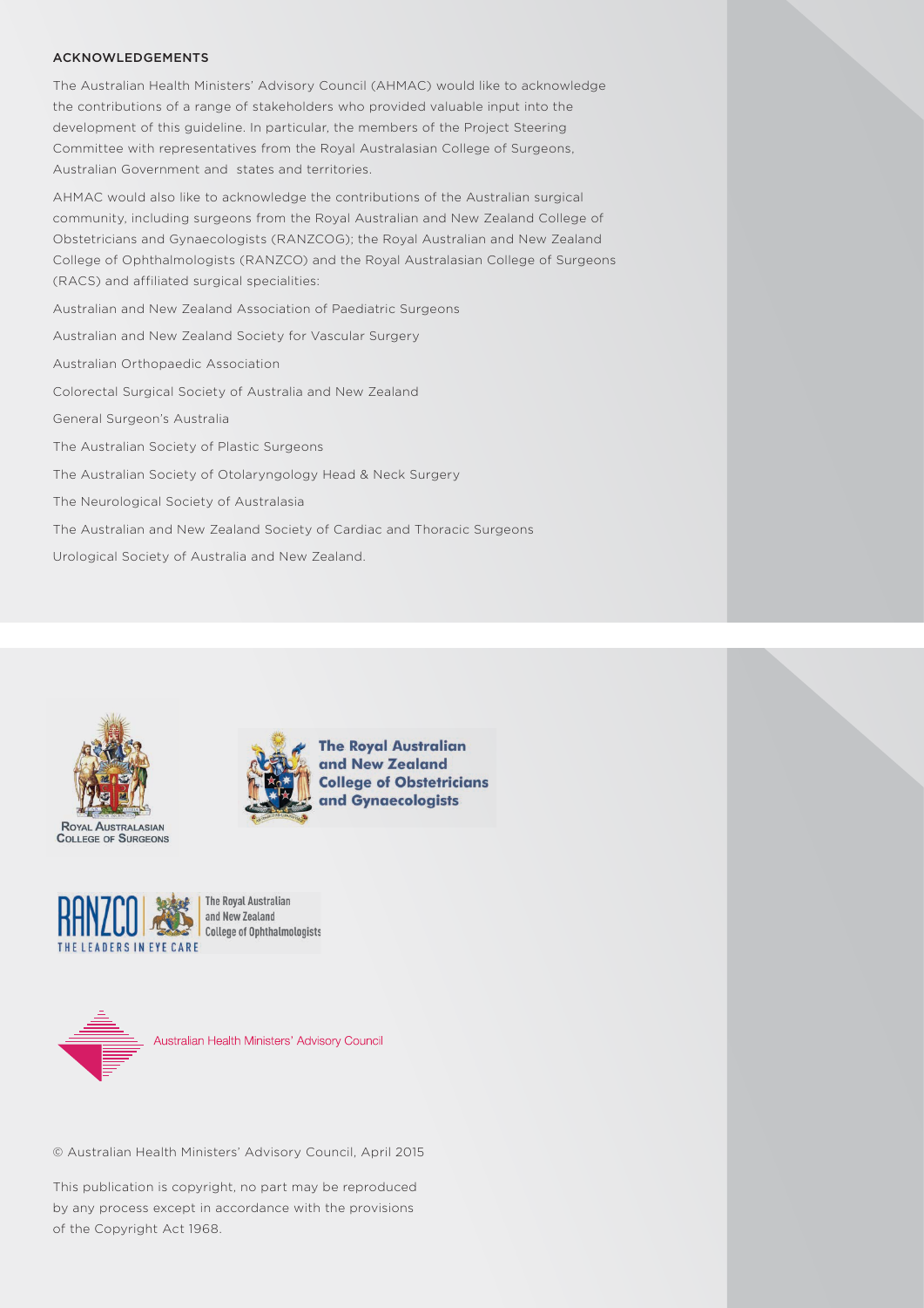## ACKNOWLEDGEMENTS

The Australian Health Ministers' Advisory Council (AHMAC) would like to acknowledge the contributions of a range of stakeholders who provided valuable input into the development of this guideline. In particular, the members of the Project Steering Committee with representatives from the Royal Australasian College of Surgeons, Australian Government and states and territories.

AHMAC would also like to acknowledge the contributions of the Australian surgical community, including surgeons from the Royal Australian and New Zealand College of Obstetricians and Gynaecologists (RANZCOG); the Royal Australian and New Zealand College of Ophthalmologists (RANZCO) and the Royal Australasian College of Surgeons (RACS) and affiliated surgical specialities:

Australian and New Zealand Association of Paediatric Surgeons

Australian and New Zealand Society for Vascular Surgery

Australian Orthopaedic Association

Colorectal Surgical Society of Australia and New Zealand

General Surgeon's Australia

The Australian Society of Plastic Surgeons

The Australian Society of Otolaryngology Head & Neck Surgery

The Neurological Society of Australasia

The Australian and New Zealand Society of Cardiac and Thoracic Surgeons

Urological Society of Australia and New Zealand.

Royal Australasian College of Surgeons

The Royal Australian and New Zealand College of Obstetricians and Gynaecologists

RANZCO The Royal Australian and New Zealand College of Ophthalmologists — THE LEADERS IN EYE CARE

Australian Health Ministers' Advisory Council

© Australian Health Ministers' Advisory Council, April 2015

This publication is copyright, no part may be reproduced by any process except in accordance with the provisions of the Copyright Act 1968.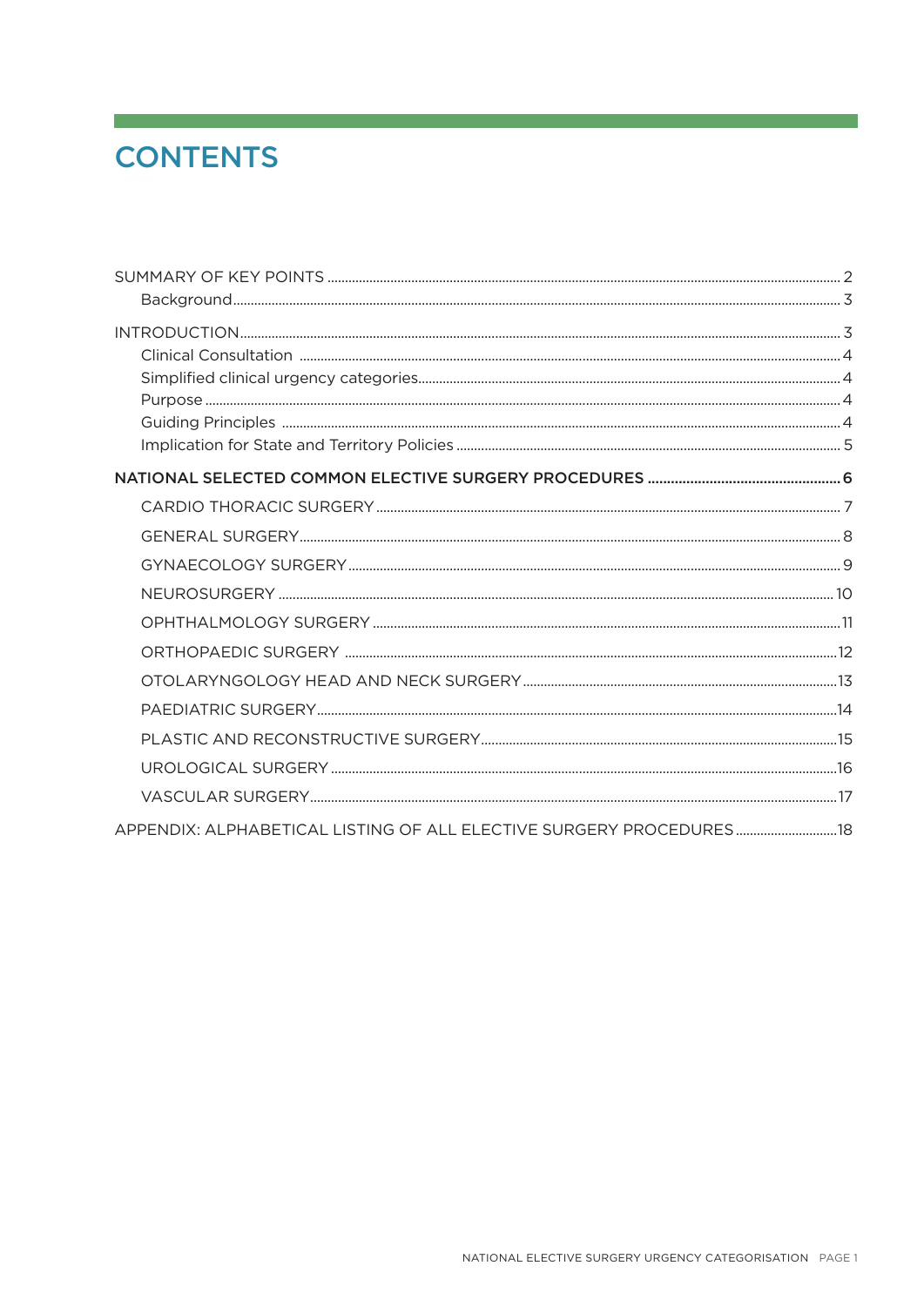# CONTENTS

SUMMARY OF KEY POINTS ..... 2
- Background ..... 3

INTRODUCTION ..... 3
- Clinical Consultation ..... 4
- Simplified clinical urgency categories ..... 4
- Purpose ..... 4
- Guiding Principles ..... 4
- Implication for State and Territory Policies ..... 5

**NATIONAL SELECTED COMMON ELECTIVE SURGERY PROCEDURES ..... 6**
- CARDIO THORACIC SURGERY ..... 7
- GENERAL SURGERY ..... 8
- GYNAECOLOGY SURGERY ..... 9
- NEUROSURGERY ..... 10
- OPHTHALMOLOGY SURGERY ..... 11
- ORTHOPAEDIC SURGERY ..... 12
- OTOLARYNGOLOGY HEAD AND NECK SURGERY ..... 13
- PAEDIATRIC SURGERY ..... 14
- PLASTIC AND RECONSTRUCTIVE SURGERY ..... 15
- UROLOGICAL SURGERY ..... 16
- VASCULAR SURGERY ..... 17

APPENDIX: ALPHABETICAL LISTING OF ALL ELECTIVE SURGERY PROCEDURES ..... 18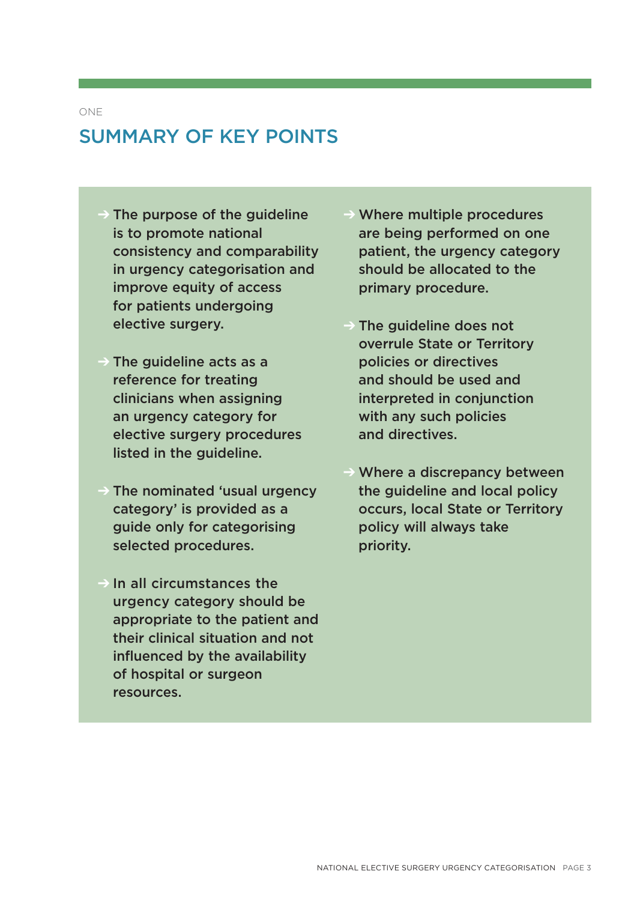ONE

# SUMMARY OF KEY POINTS

- The purpose of the guideline is to promote national consistency and comparability in urgency categorisation and improve equity of access for patients undergoing elective surgery.
- The guideline acts as a reference for treating clinicians when assigning an urgency category for elective surgery procedures listed in the guideline.
- The nominated 'usual urgency category' is provided as a guide only for categorising selected procedures.
- In all circumstances the urgency category should be appropriate to the patient and their clinical situation and not influenced by the availability of hospital or surgeon resources.
- Where multiple procedures are being performed on one patient, the urgency category should be allocated to the primary procedure.
- The guideline does not overrule State or Territory policies or directives and should be used and interpreted in conjunction with any such policies and directives.
- Where a discrepancy between the guideline and local policy occurs, local State or Territory policy will always take priority.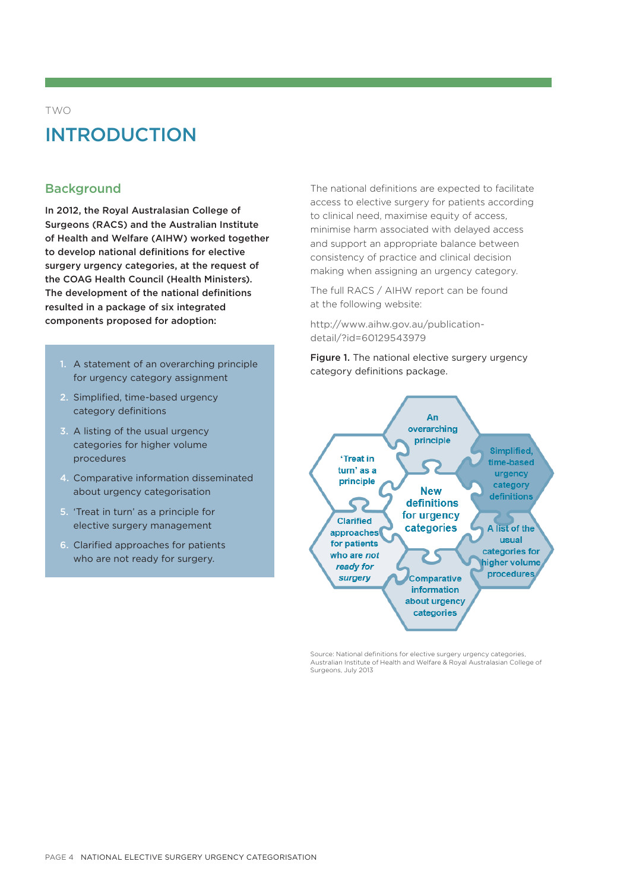TWO

# INTRODUCTION

## Background

**In 2012, the Royal Australasian College of Surgeons (RACS) and the Australian Institute of Health and Welfare (AIHW) worked together to develop national definitions for elective surgery urgency categories, at the request of the COAG Health Council (Health Ministers). The development of the national definitions resulted in a package of six integrated components proposed for adoption:**

1. A statement of an overarching principle for urgency category assignment
2. Simplified, time-based urgency category definitions
3. A listing of the usual urgency categories for higher volume procedures
4. Comparative information disseminated about urgency categorisation
5. 'Treat in turn' as a principle for elective surgery management
6. Clarified approaches for patients who are not ready for surgery.

The national definitions are expected to facilitate access to elective surgery for patients according to clinical need, maximise equity of access, minimise harm associated with delayed access and support an appropriate balance between consistency of practice and clinical decision making when assigning an urgency category.

The full RACS / AIHW report can be found at the following website:

http://www.aihw.gov.au/publication-detail/?id=60129543979

**Figure 1.** The national elective surgery urgency category definitions package.

New definitions for urgency categories

- An overarching principle
- Simplified, time-based urgency category definitions
- A list of the usual categories for higher volume procedures
- Comparative information about urgency categories
- Clarified approaches for patients who are *not ready for surgery*
- 'Treat in turn' as a principle

Source: National definitions for elective surgery urgency categories, Australian Institute of Health and Welfare & Royal Australasian College of Surgeons, July 2013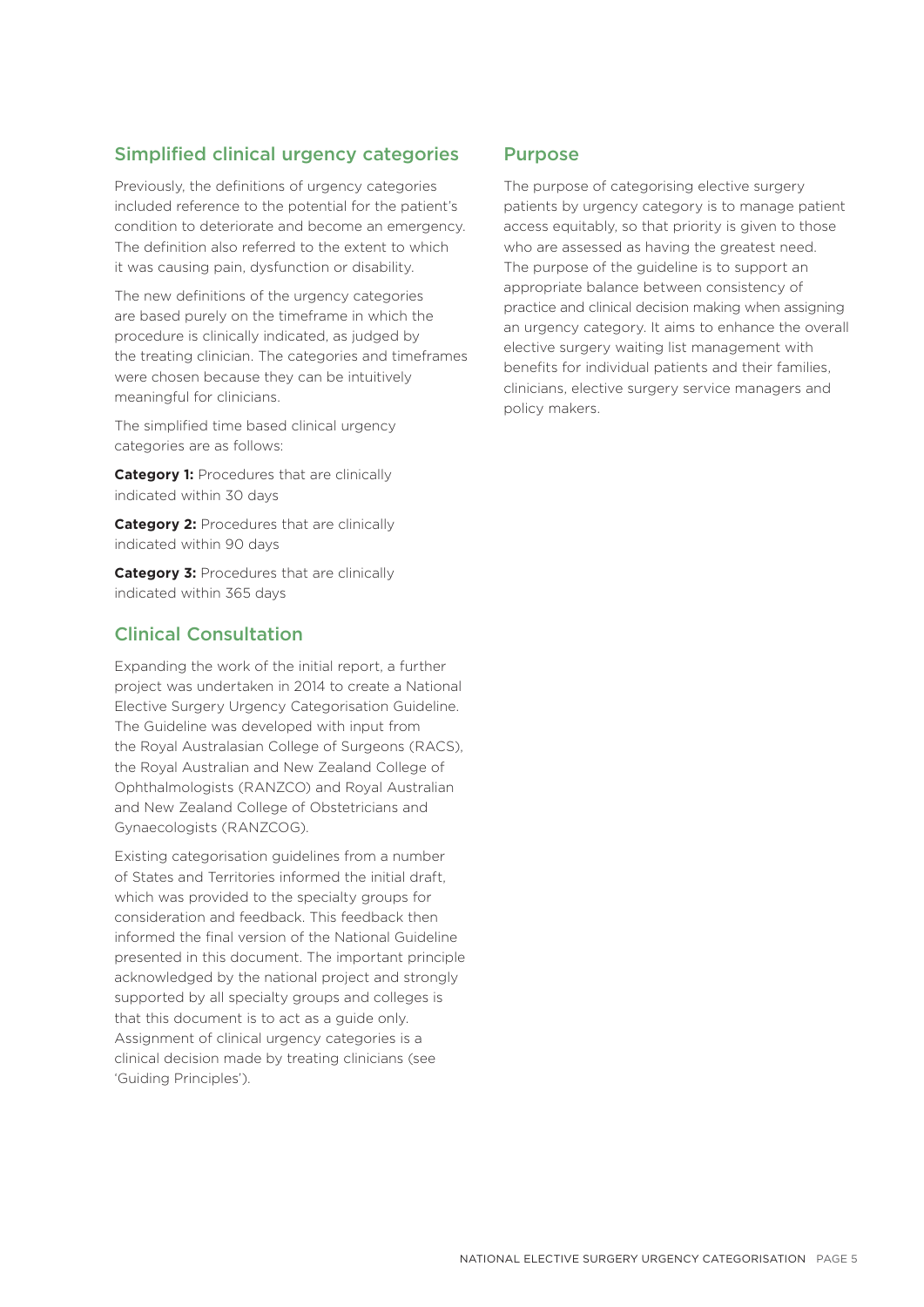## Simplified clinical urgency categories

Previously, the definitions of urgency categories included reference to the potential for the patient's condition to deteriorate and become an emergency. The definition also referred to the extent to which it was causing pain, dysfunction or disability.

The new definitions of the urgency categories are based purely on the timeframe in which the procedure is clinically indicated, as judged by the treating clinician. The categories and timeframes were chosen because they can be intuitively meaningful for clinicians.

The simplified time based clinical urgency categories are as follows:

**Category 1:** Procedures that are clinically indicated within 30 days

**Category 2:** Procedures that are clinically indicated within 90 days

**Category 3:** Procedures that are clinically indicated within 365 days

## Clinical Consultation

Expanding the work of the initial report, a further project was undertaken in 2014 to create a National Elective Surgery Urgency Categorisation Guideline. The Guideline was developed with input from the Royal Australasian College of Surgeons (RACS), the Royal Australian and New Zealand College of Ophthalmologists (RANZCO) and Royal Australian and New Zealand College of Obstetricians and Gynaecologists (RANZCOG).

Existing categorisation guidelines from a number of States and Territories informed the initial draft, which was provided to the specialty groups for consideration and feedback. This feedback then informed the final version of the National Guideline presented in this document. The important principle acknowledged by the national project and strongly supported by all specialty groups and colleges is that this document is to act as a guide only. Assignment of clinical urgency categories is a clinical decision made by treating clinicians (see 'Guiding Principles').

## Purpose

The purpose of categorising elective surgery patients by urgency category is to manage patient access equitably, so that priority is given to those who are assessed as having the greatest need. The purpose of the guideline is to support an appropriate balance between consistency of practice and clinical decision making when assigning an urgency category. It aims to enhance the overall elective surgery waiting list management with benefits for individual patients and their families, clinicians, elective surgery service managers and policy makers.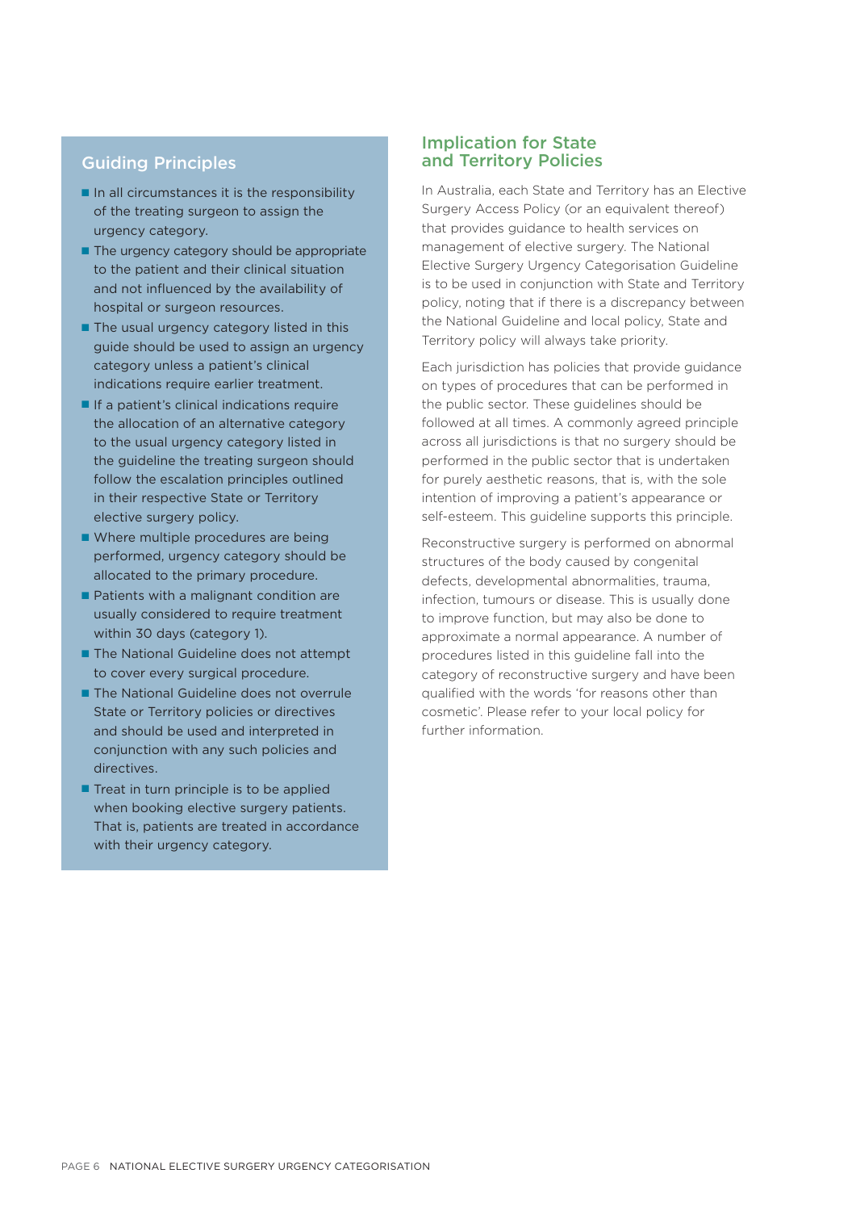## Guiding Principles

- In all circumstances it is the responsibility of the treating surgeon to assign the urgency category.
- The urgency category should be appropriate to the patient and their clinical situation and not influenced by the availability of hospital or surgeon resources.
- The usual urgency category listed in this guide should be used to assign an urgency category unless a patient's clinical indications require earlier treatment.
- If a patient's clinical indications require the allocation of an alternative category to the usual urgency category listed in the guideline the treating surgeon should follow the escalation principles outlined in their respective State or Territory elective surgery policy.
- Where multiple procedures are being performed, urgency category should be allocated to the primary procedure.
- Patients with a malignant condition are usually considered to require treatment within 30 days (category 1).
- The National Guideline does not attempt to cover every surgical procedure.
- The National Guideline does not overrule State or Territory policies or directives and should be used and interpreted in conjunction with any such policies and directives.
- Treat in turn principle is to be applied when booking elective surgery patients. That is, patients are treated in accordance with their urgency category.

## Implication for State and Territory Policies

In Australia, each State and Territory has an Elective Surgery Access Policy (or an equivalent thereof) that provides guidance to health services on management of elective surgery. The National Elective Surgery Urgency Categorisation Guideline is to be used in conjunction with State and Territory policy, noting that if there is a discrepancy between the National Guideline and local policy, State and Territory policy will always take priority.

Each jurisdiction has policies that provide guidance on types of procedures that can be performed in the public sector. These guidelines should be followed at all times. A commonly agreed principle across all jurisdictions is that no surgery should be performed in the public sector that is undertaken for purely aesthetic reasons, that is, with the sole intention of improving a patient's appearance or self-esteem. This guideline supports this principle.

Reconstructive surgery is performed on abnormal structures of the body caused by congenital defects, developmental abnormalities, trauma, infection, tumours or disease. This is usually done to improve function, but may also be done to approximate a normal appearance. A number of procedures listed in this guideline fall into the category of reconstructive surgery and have been qualified with the words 'for reasons other than cosmetic'. Please refer to your local policy for further information.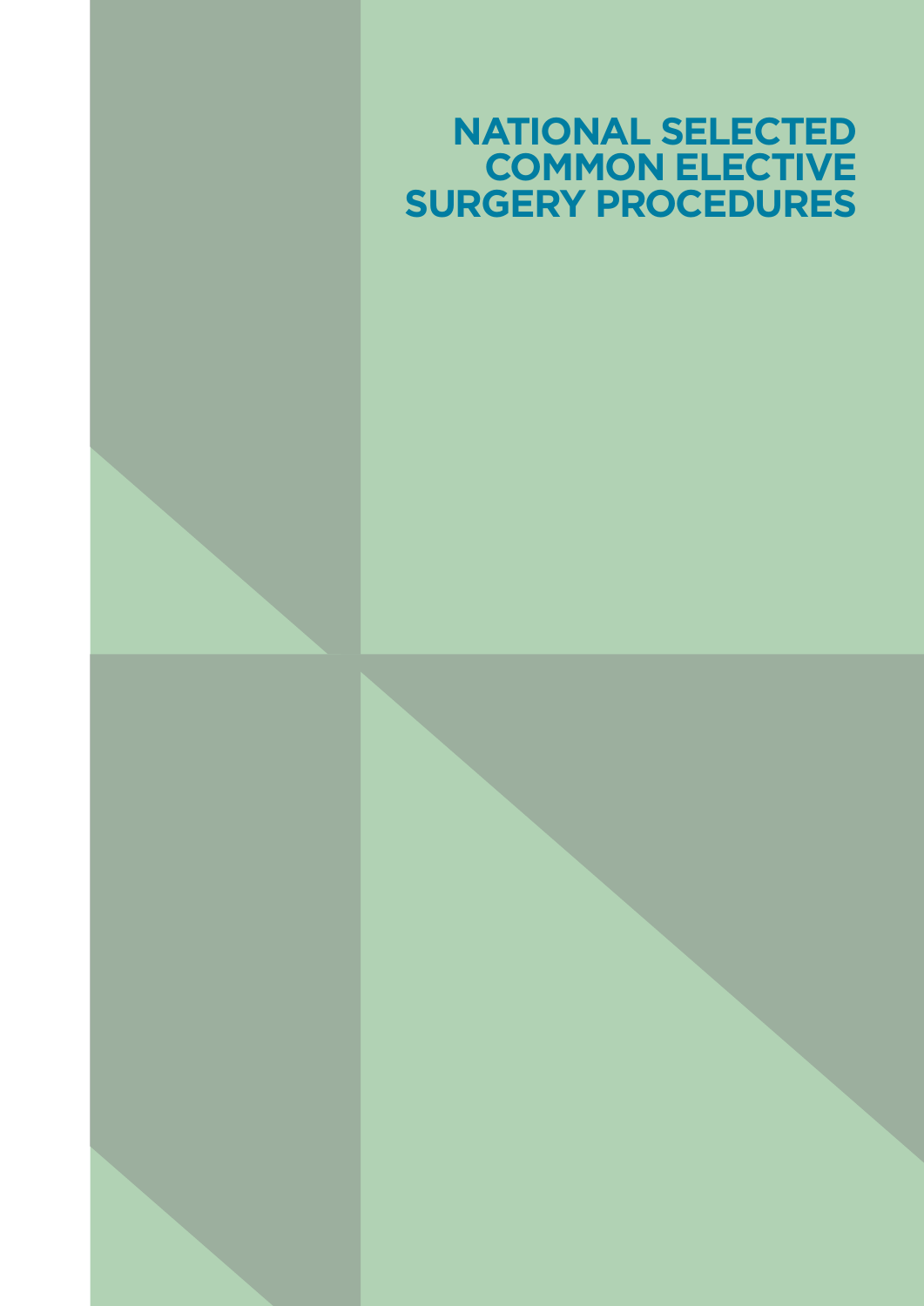# NATIONAL SELECTED COMMON ELECTIVE SURGERY PROCEDURES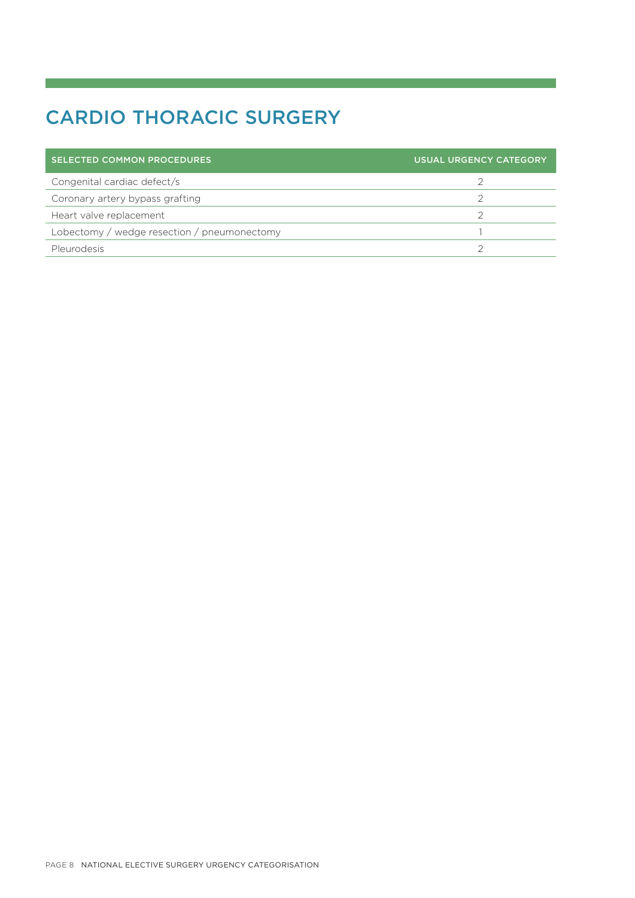# CARDIO THORACIC SURGERY

| SELECTED COMMON PROCEDURES | USUAL URGENCY CATEGORY |
| --- | --- |
| Congenital cardiac defect/s | 2 |
| Coronary artery bypass grafting | 2 |
| Heart valve replacement | 2 |
| Lobectomy / wedge resection / pneumonectomy | 1 |
| Pleurodesis | 2 |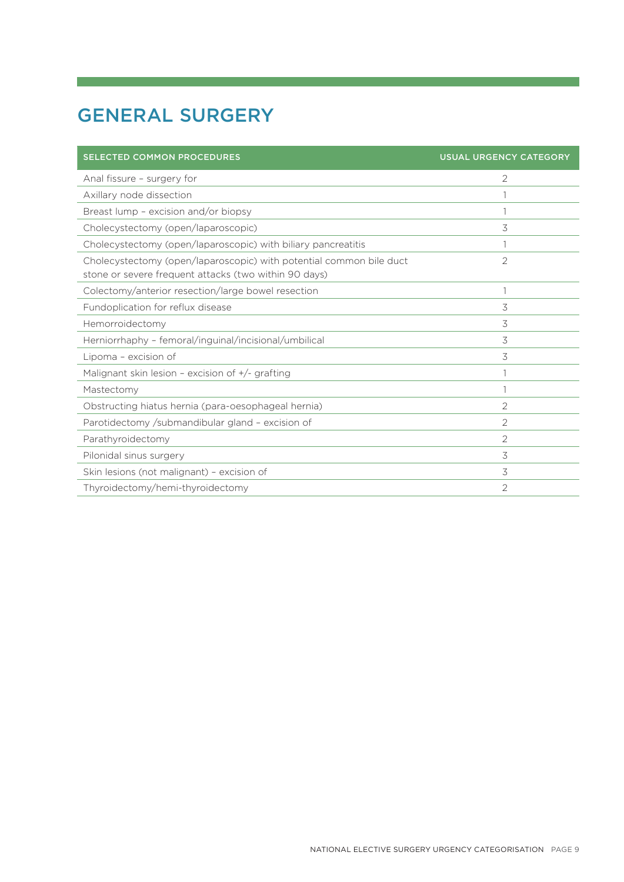# GENERAL SURGERY

| SELECTED COMMON PROCEDURES | USUAL URGENCY CATEGORY |
| --- | --- |
| Anal fissure – surgery for | 2 |
| Axillary node dissection | 1 |
| Breast lump – excision and/or biopsy | 1 |
| Cholecystectomy (open/laparoscopic) | 3 |
| Cholecystectomy (open/laparoscopic) with biliary pancreatitis | 1 |
| Cholecystectomy (open/laparoscopic) with potential common bile duct stone or severe frequent attacks (two within 90 days) | 2 |
| Colectomy/anterior resection/large bowel resection | 1 |
| Fundoplication for reflux disease | 3 |
| Hemorroidectomy | 3 |
| Herniorrhaphy – femoral/inguinal/incisional/umbilical | 3 |
| Lipoma – excision of | 3 |
| Malignant skin lesion – excision of +/- grafting | 1 |
| Mastectomy | 1 |
| Obstructing hiatus hernia (para-oesophageal hernia) | 2 |
| Parotidectomy /submandibular gland – excision of | 2 |
| Parathyroidectomy | 2 |
| Pilonidal sinus surgery | 3 |
| Skin lesions (not malignant) – excision of | 3 |
| Thyroidectomy/hemi-thyroidectomy | 2 |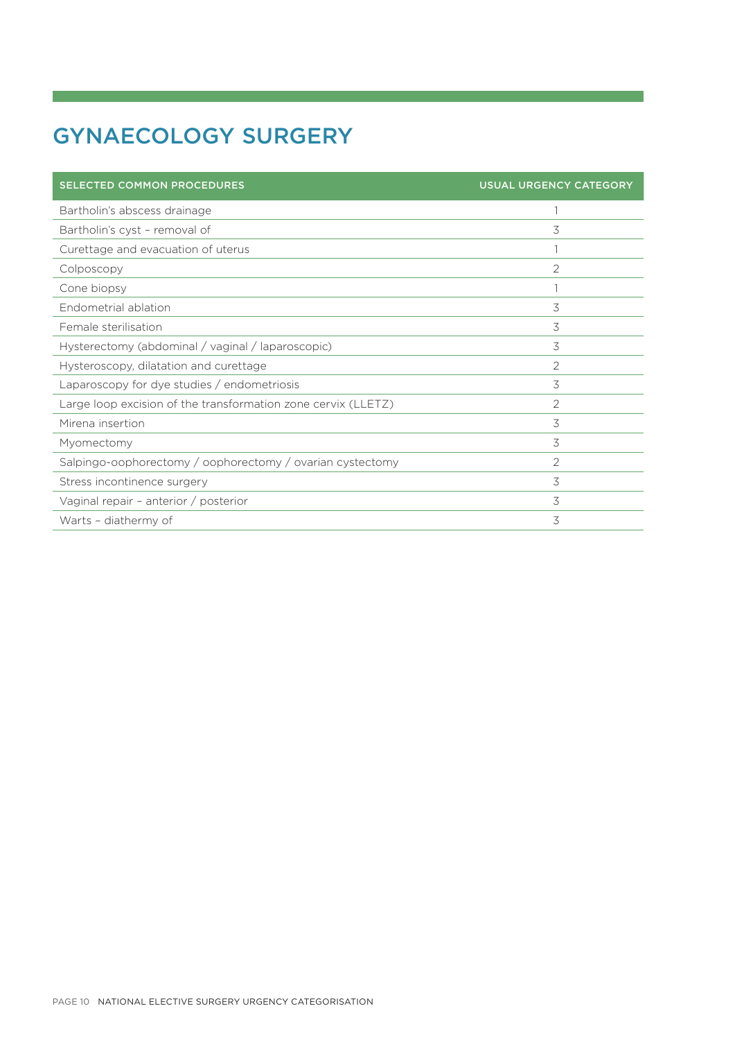# GYNAECOLOGY SURGERY

| SELECTED COMMON PROCEDURES | USUAL URGENCY CATEGORY |
|---|---|
| Bartholin's abscess drainage | 1 |
| Bartholin's cyst – removal of | 3 |
| Curettage and evacuation of uterus | 1 |
| Colposcopy | 2 |
| Cone biopsy | 1 |
| Endometrial ablation | 3 |
| Female sterilisation | 3 |
| Hysterectomy (abdominal / vaginal / laparoscopic) | 3 |
| Hysteroscopy, dilatation and curettage | 2 |
| Laparoscopy for dye studies / endometriosis | 3 |
| Large loop excision of the transformation zone cervix (LLETZ) | 2 |
| Mirena insertion | 3 |
| Myomectomy | 3 |
| Salpingo-oophorectomy / oophorectomy / ovarian cystectomy | 2 |
| Stress incontinence surgery | 3 |
| Vaginal repair – anterior / posterior | 3 |
| Warts – diathermy of | 3 |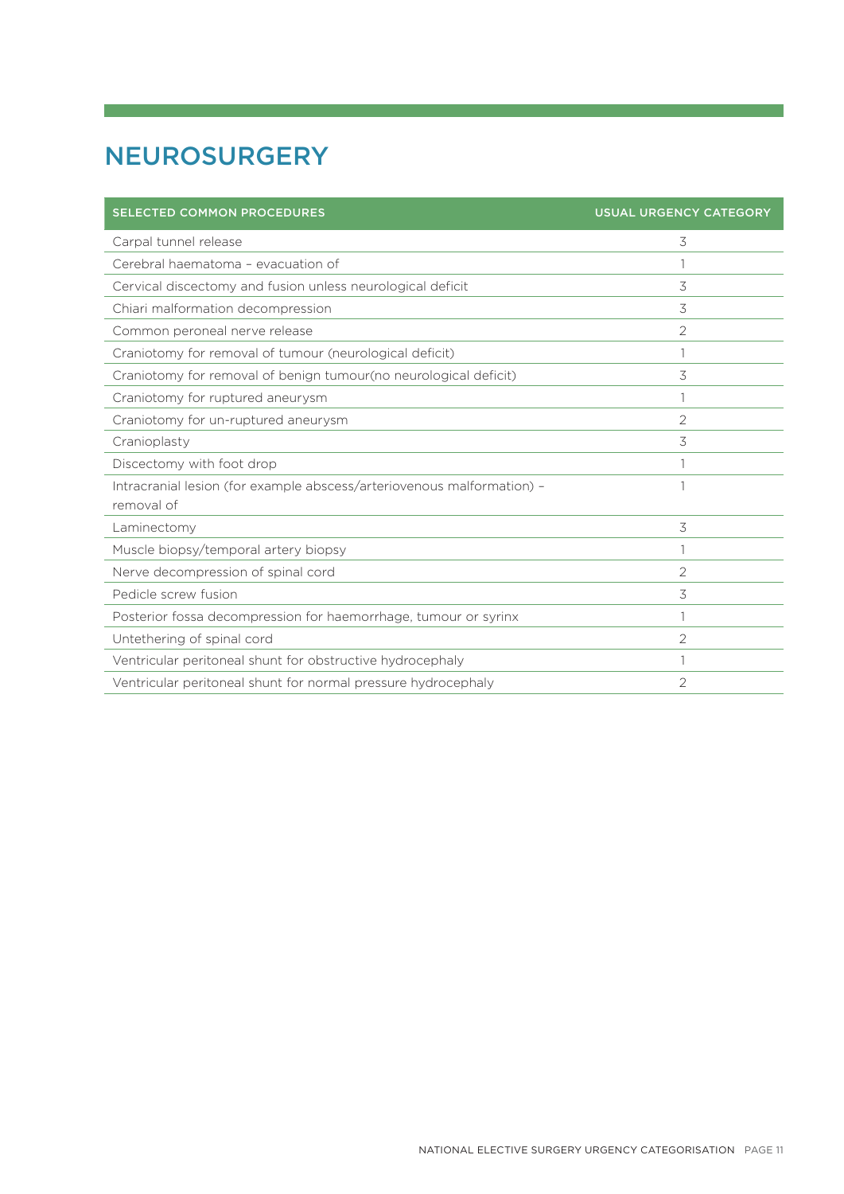# NEUROSURGERY

| SELECTED COMMON PROCEDURES | USUAL URGENCY CATEGORY |
|---|---|
| Carpal tunnel release | 3 |
| Cerebral haematoma – evacuation of | 1 |
| Cervical discectomy and fusion unless neurological deficit | 3 |
| Chiari malformation decompression | 3 |
| Common peroneal nerve release | 2 |
| Craniotomy for removal of tumour (neurological deficit) | 1 |
| Craniotomy for removal of benign tumour(no neurological deficit) | 3 |
| Craniotomy for ruptured aneurysm | 1 |
| Craniotomy for un-ruptured aneurysm | 2 |
| Cranioplasty | 3 |
| Discectomy with foot drop | 1 |
| Intracranial lesion (for example abscess/arteriovenous malformation) – removal of | 1 |
| Laminectomy | 3 |
| Muscle biopsy/temporal artery biopsy | 1 |
| Nerve decompression of spinal cord | 2 |
| Pedicle screw fusion | 3 |
| Posterior fossa decompression for haemorrhage, tumour or syrinx | 1 |
| Untethering of spinal cord | 2 |
| Ventricular peritoneal shunt for obstructive hydrocephaly | 1 |
| Ventricular peritoneal shunt for normal pressure hydrocephaly | 2 |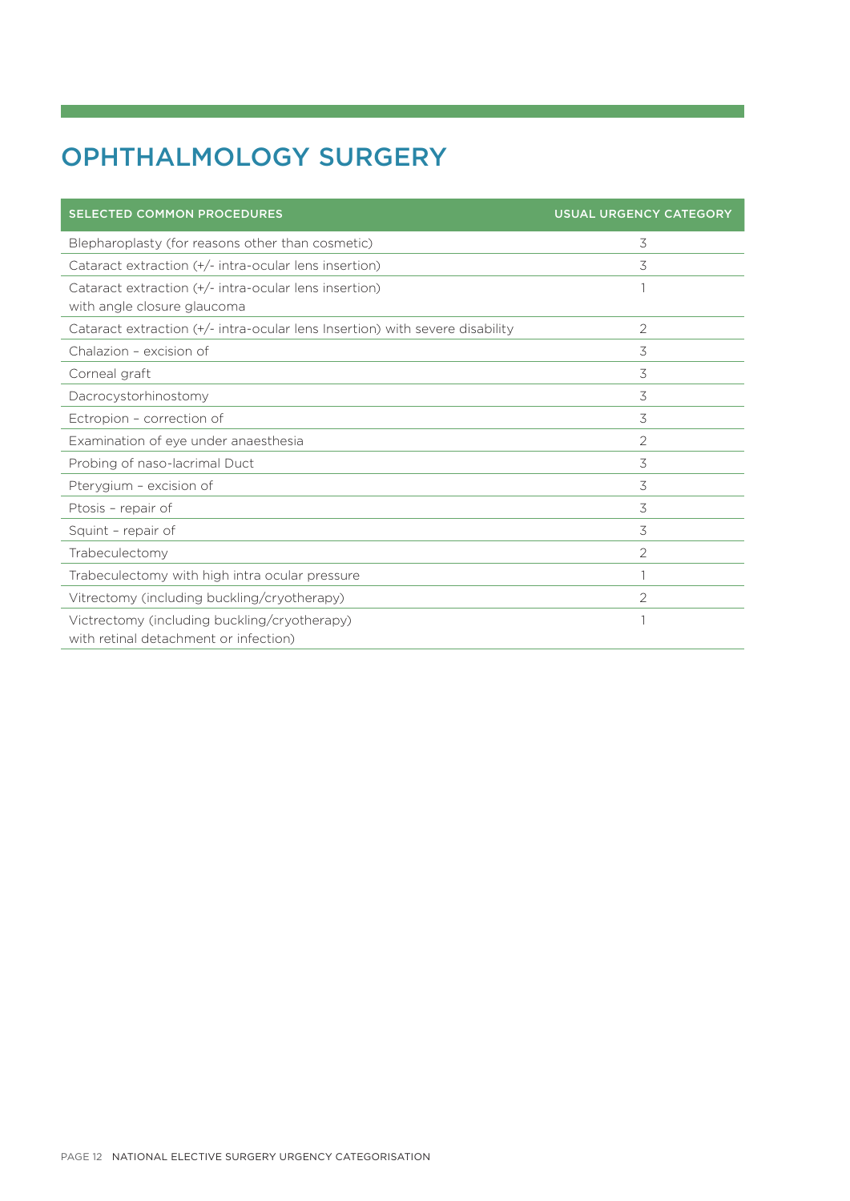# OPHTHALMOLOGY SURGERY

| SELECTED COMMON PROCEDURES | USUAL URGENCY CATEGORY |
|---|---|
| Blepharoplasty (for reasons other than cosmetic) | 3 |
| Cataract extraction (+/- intra-ocular lens insertion) | 3 |
| Cataract extraction (+/- intra-ocular lens insertion) with angle closure glaucoma | 1 |
| Cataract extraction (+/- intra-ocular lens Insertion) with severe disability | 2 |
| Chalazion – excision of | 3 |
| Corneal graft | 3 |
| Dacrocystorhinostomy | 3 |
| Ectropion – correction of | 3 |
| Examination of eye under anaesthesia | 2 |
| Probing of naso-lacrimal Duct | 3 |
| Pterygium – excision of | 3 |
| Ptosis – repair of | 3 |
| Squint – repair of | 3 |
| Trabeculectomy | 2 |
| Trabeculectomy with high intra ocular pressure | 1 |
| Vitrectomy (including buckling/cryotherapy) | 2 |
| Victrectomy (including buckling/cryotherapy) with retinal detachment or infection) | 1 |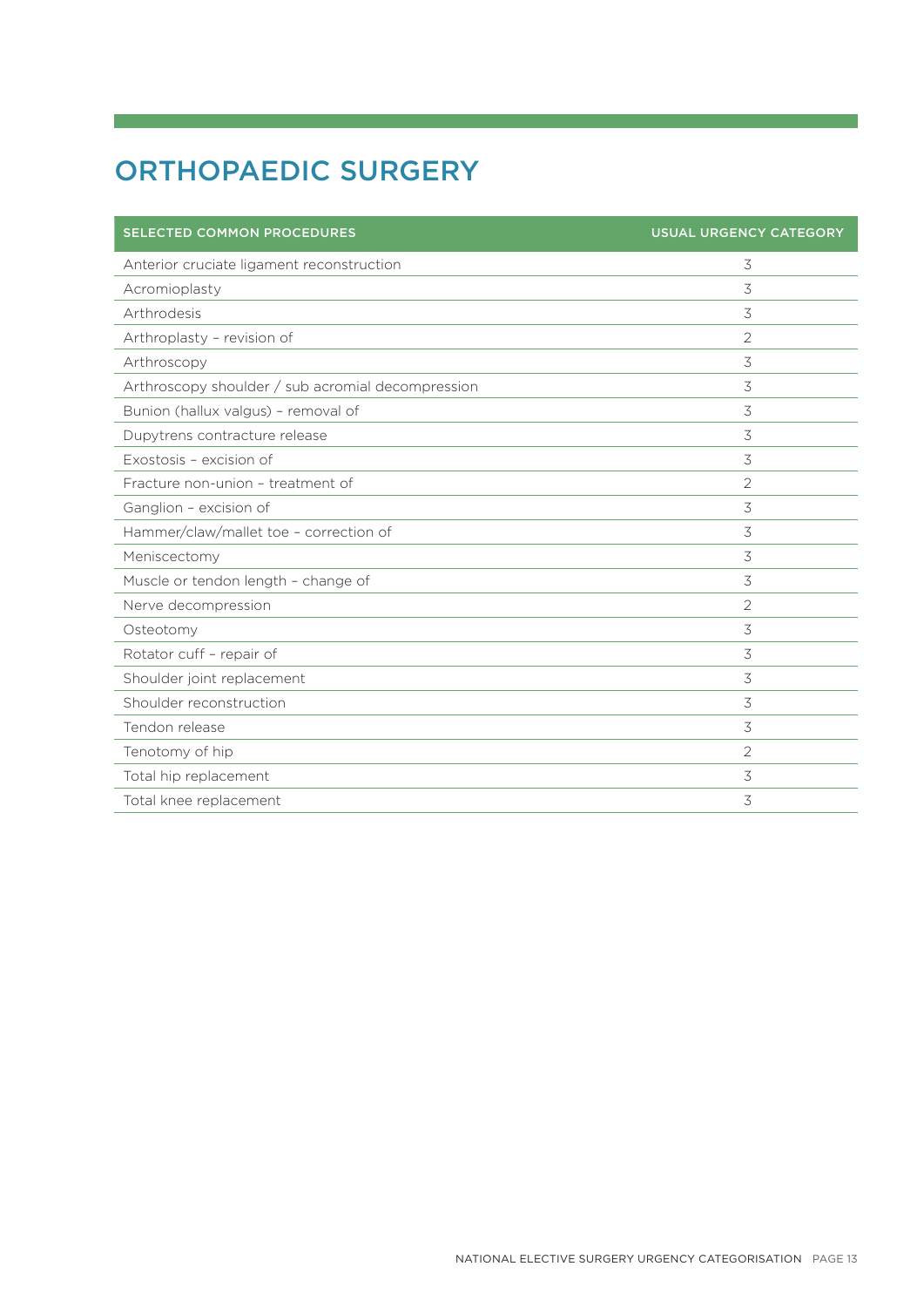# ORTHOPAEDIC SURGERY

| SELECTED COMMON PROCEDURES | USUAL URGENCY CATEGORY |
|---|---|
| Anterior cruciate ligament reconstruction | 3 |
| Acromioplasty | 3 |
| Arthrodesis | 3 |
| Arthroplasty – revision of | 2 |
| Arthroscopy | 3 |
| Arthroscopy shoulder / sub acromial decompression | 3 |
| Bunion (hallux valgus) – removal of | 3 |
| Dupytrens contracture release | 3 |
| Exostosis – excision of | 3 |
| Fracture non-union – treatment of | 2 |
| Ganglion – excision of | 3 |
| Hammer/claw/mallet toe – correction of | 3 |
| Meniscectomy | 3 |
| Muscle or tendon length – change of | 3 |
| Nerve decompression | 2 |
| Osteotomy | 3 |
| Rotator cuff – repair of | 3 |
| Shoulder joint replacement | 3 |
| Shoulder reconstruction | 3 |
| Tendon release | 3 |
| Tenotomy of hip | 2 |
| Total hip replacement | 3 |
| Total knee replacement | 3 |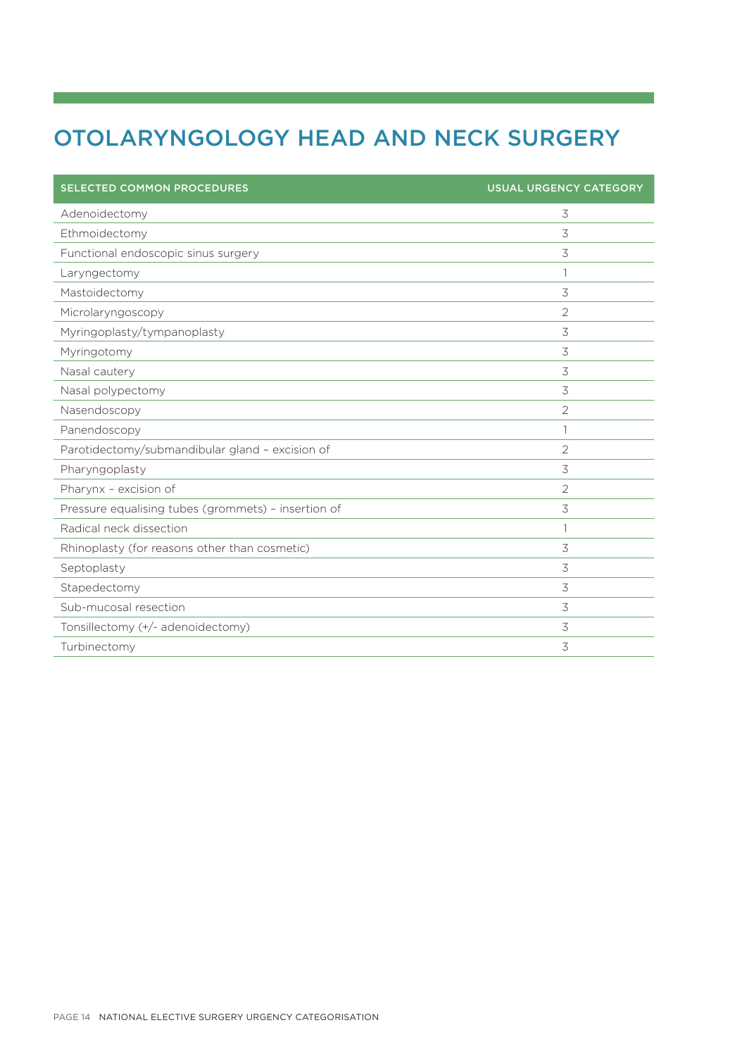# OTOLARYNGOLOGY HEAD AND NECK SURGERY

| SELECTED COMMON PROCEDURES | USUAL URGENCY CATEGORY |
| --- | --- |
| Adenoidectomy | 3 |
| Ethmoidectomy | 3 |
| Functional endoscopic sinus surgery | 3 |
| Laryngectomy | 1 |
| Mastoidectomy | 3 |
| Microlaryngoscopy | 2 |
| Myringoplasty/tympanoplasty | 3 |
| Myringotomy | 3 |
| Nasal cautery | 3 |
| Nasal polypectomy | 3 |
| Nasendoscopy | 2 |
| Panendoscopy | 1 |
| Parotidectomy/submandibular gland – excision of | 2 |
| Pharyngoplasty | 3 |
| Pharynx – excision of | 2 |
| Pressure equalising tubes (grommets) – insertion of | 3 |
| Radical neck dissection | 1 |
| Rhinoplasty (for reasons other than cosmetic) | 3 |
| Septoplasty | 3 |
| Stapedectomy | 3 |
| Sub-mucosal resection | 3 |
| Tonsillectomy (+/- adenoidectomy) | 3 |
| Turbinectomy | 3 |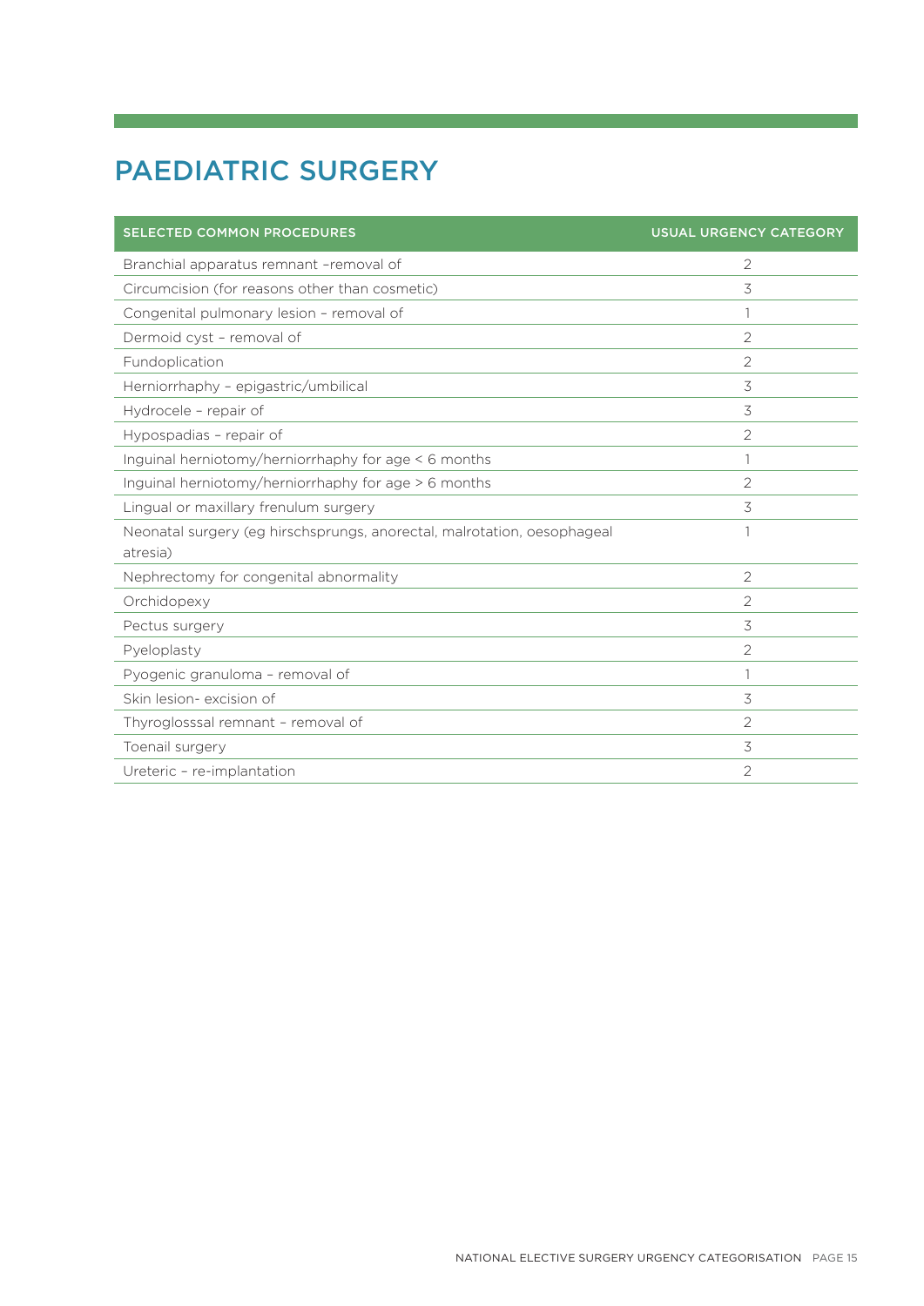# PAEDIATRIC SURGERY

| SELECTED COMMON PROCEDURES | USUAL URGENCY CATEGORY |
|---|---|
| Branchial apparatus remnant –removal of | 2 |
| Circumcision (for reasons other than cosmetic) | 3 |
| Congenital pulmonary lesion – removal of | 1 |
| Dermoid cyst – removal of | 2 |
| Fundoplication | 2 |
| Herniorrhaphy – epigastric/umbilical | 3 |
| Hydrocele – repair of | 3 |
| Hypospadias – repair of | 2 |
| Inguinal herniotomy/herniorrhaphy for age < 6 months | 1 |
| Inguinal herniotomy/herniorrhaphy for age > 6 months | 2 |
| Lingual or maxillary frenulum surgery | 3 |
| Neonatal surgery (eg hirschsprungs, anorectal, malrotation, oesophageal atresia) | 1 |
| Nephrectomy for congenital abnormality | 2 |
| Orchidopexy | 2 |
| Pectus surgery | 3 |
| Pyeloplasty | 2 |
| Pyogenic granuloma – removal of | 1 |
| Skin lesion- excision of | 3 |
| Thyroglosssal remnant – removal of | 2 |
| Toenail surgery | 3 |
| Ureteric – re-implantation | 2 |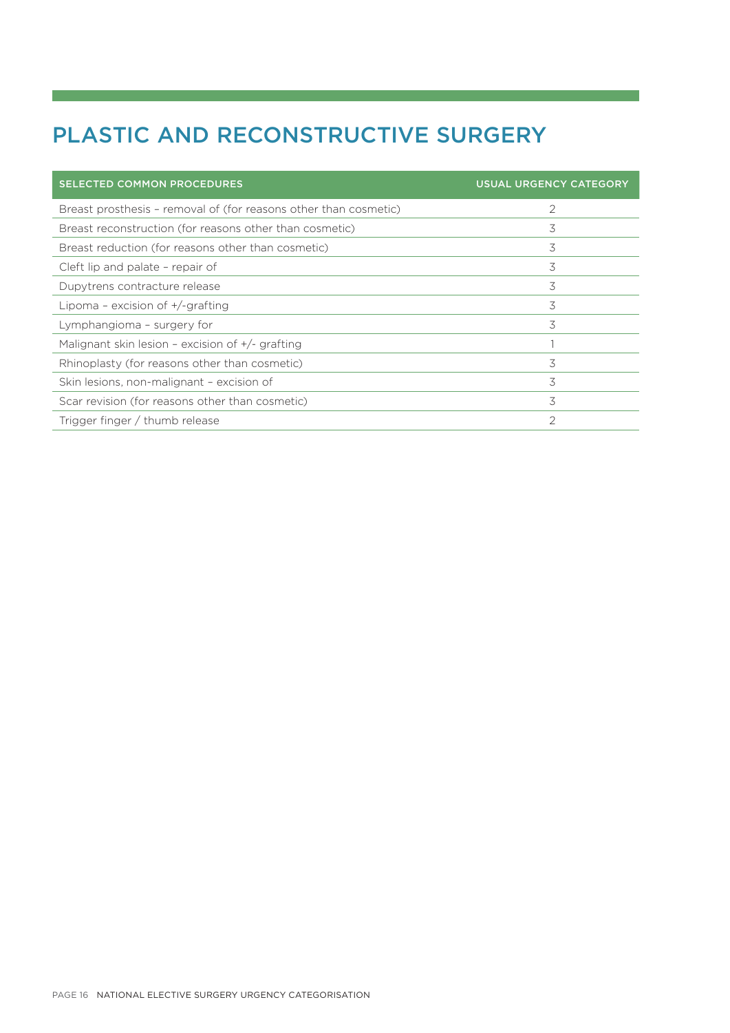# PLASTIC AND RECONSTRUCTIVE SURGERY

| SELECTED COMMON PROCEDURES | USUAL URGENCY CATEGORY |
|---|---|
| Breast prosthesis – removal of (for reasons other than cosmetic) | 2 |
| Breast reconstruction (for reasons other than cosmetic) | 3 |
| Breast reduction (for reasons other than cosmetic) | 3 |
| Cleft lip and palate – repair of | 3 |
| Dupytrens contracture release | 3 |
| Lipoma – excision of +/-grafting | 3 |
| Lymphangioma – surgery for | 3 |
| Malignant skin lesion – excision of +/- grafting | 1 |
| Rhinoplasty (for reasons other than cosmetic) | 3 |
| Skin lesions, non-malignant – excision of | 3 |
| Scar revision (for reasons other than cosmetic) | 3 |
| Trigger finger / thumb release | 2 |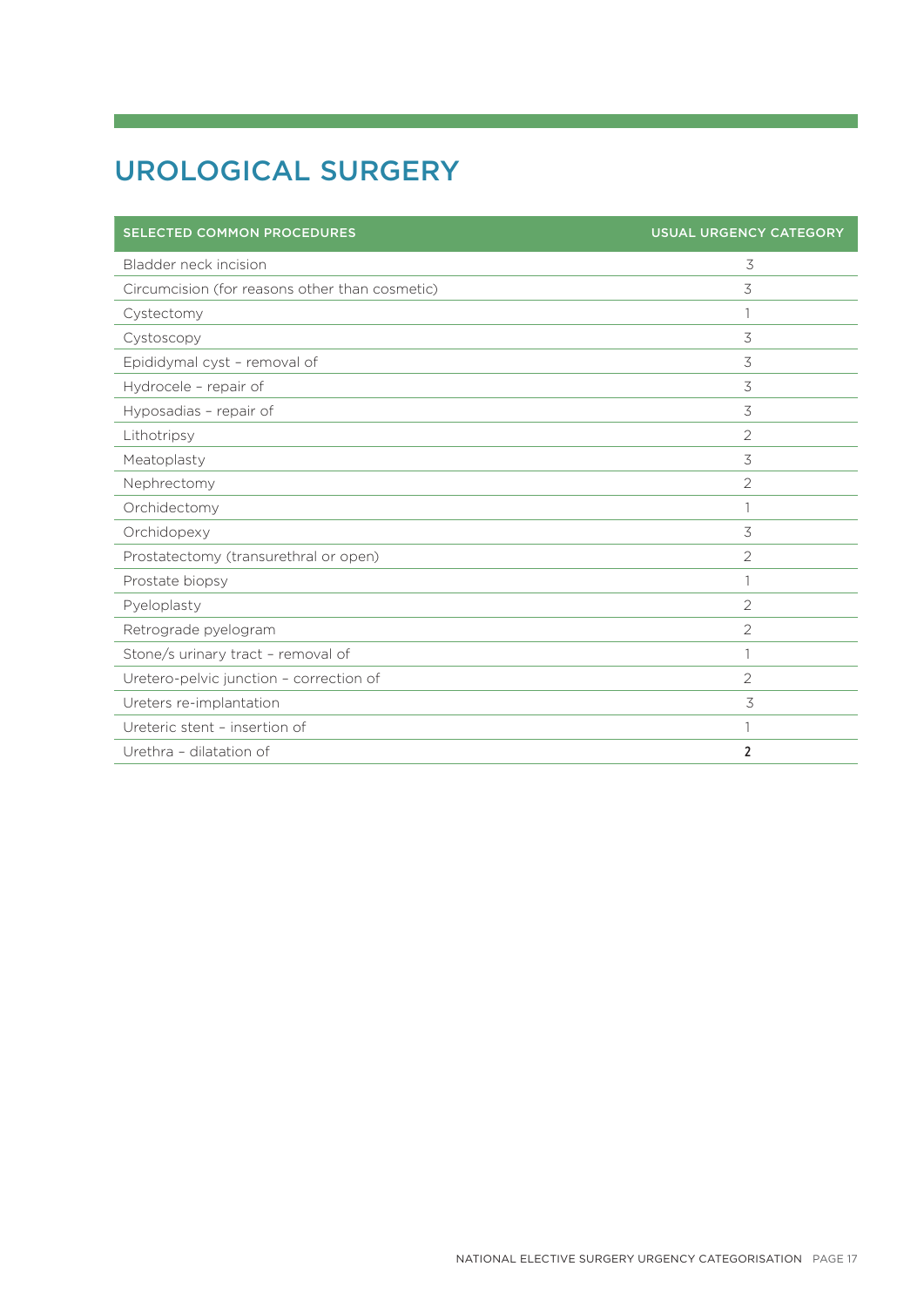# UROLOGICAL SURGERY

| SELECTED COMMON PROCEDURES | USUAL URGENCY CATEGORY |
|---|---|
| Bladder neck incision | 3 |
| Circumcision (for reasons other than cosmetic) | 3 |
| Cystectomy | 1 |
| Cystoscopy | 3 |
| Epididymal cyst – removal of | 3 |
| Hydrocele – repair of | 3 |
| Hyposadias – repair of | 3 |
| Lithotripsy | 2 |
| Meatoplasty | 3 |
| Nephrectomy | 2 |
| Orchidectomy | 1 |
| Orchidopexy | 3 |
| Prostatectomy (transurethral or open) | 2 |
| Prostate biopsy | 1 |
| Pyeloplasty | 2 |
| Retrograde pyelogram | 2 |
| Stone/s urinary tract – removal of | 1 |
| Uretero-pelvic junction – correction of | 2 |
| Ureters re-implantation | 3 |
| Ureteric stent – insertion of | 1 |
| Urethra – dilatation of | 2 |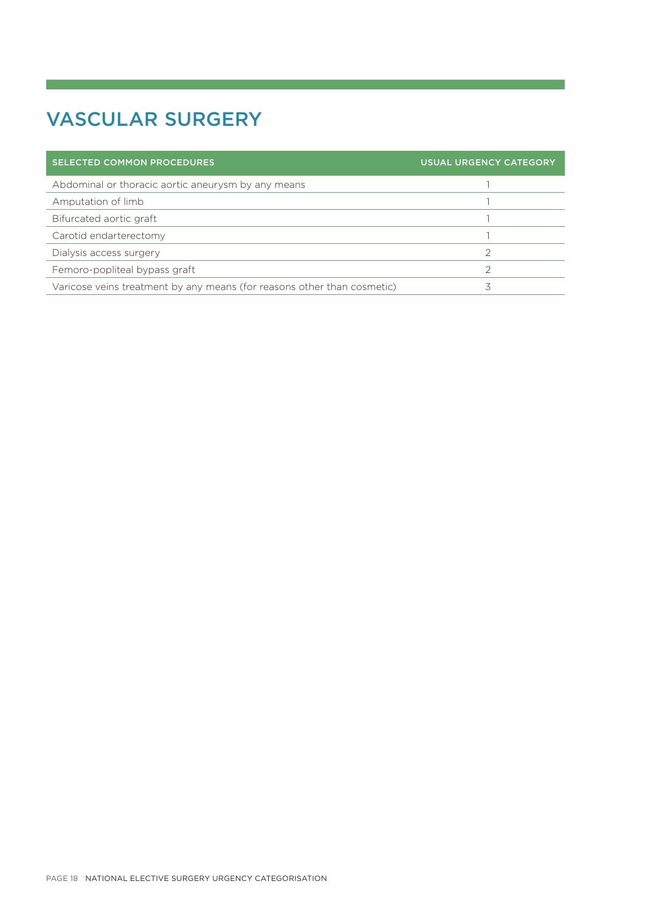# VASCULAR SURGERY

| SELECTED COMMON PROCEDURES | USUAL URGENCY CATEGORY |
| --- | --- |
| Abdominal or thoracic aortic aneurysm by any means | 1 |
| Amputation of limb | 1 |
| Bifurcated aortic graft | 1 |
| Carotid endarterectomy | 1 |
| Dialysis access surgery | 2 |
| Femoro-popliteal bypass graft | 2 |
| Varicose veins treatment by any means (for reasons other than cosmetic) | 3 |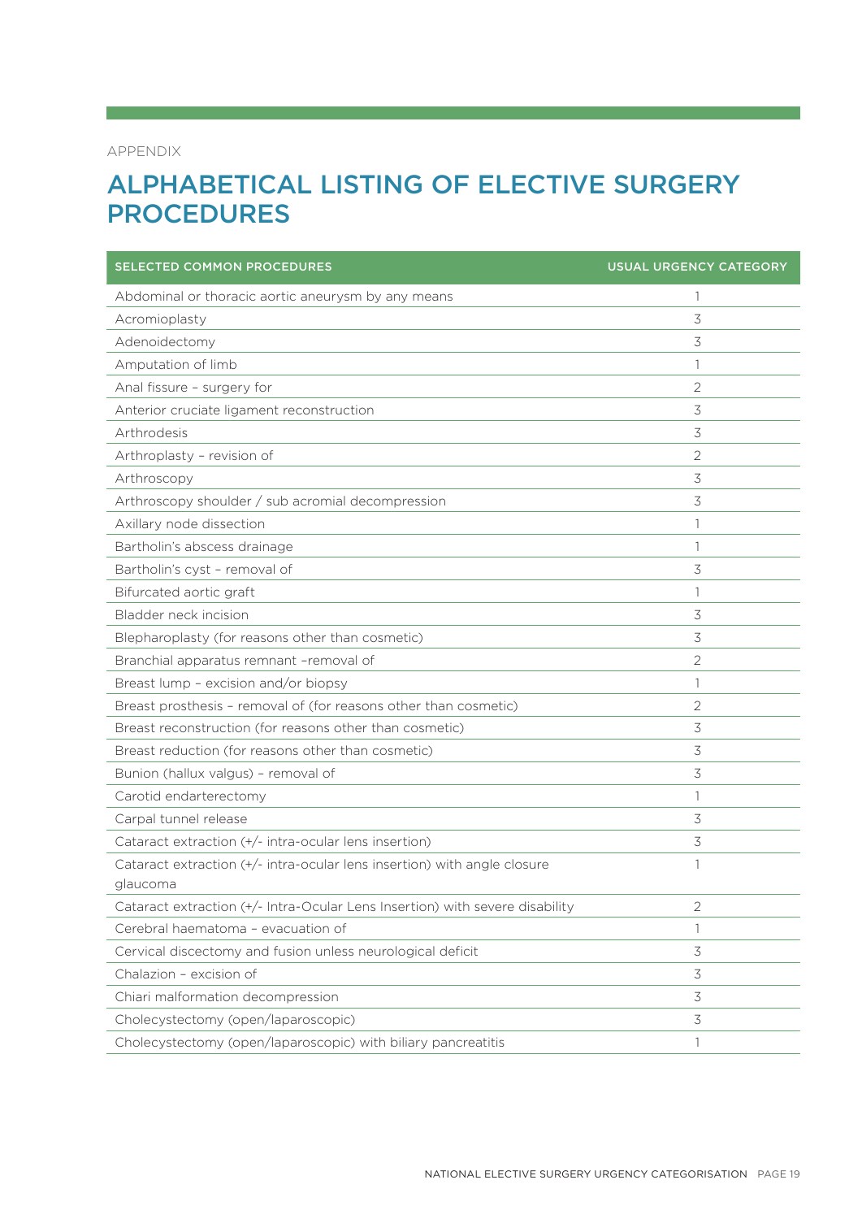APPENDIX

# ALPHABETICAL LISTING OF ELECTIVE SURGERY PROCEDURES

| SELECTED COMMON PROCEDURES | USUAL URGENCY CATEGORY |
|---|---|
| Abdominal or thoracic aortic aneurysm by any means | 1 |
| Acromioplasty | 3 |
| Adenoidectomy | 3 |
| Amputation of limb | 1 |
| Anal fissure – surgery for | 2 |
| Anterior cruciate ligament reconstruction | 3 |
| Arthrodesis | 3 |
| Arthroplasty – revision of | 2 |
| Arthroscopy | 3 |
| Arthroscopy shoulder / sub acromial decompression | 3 |
| Axillary node dissection | 1 |
| Bartholin's abscess drainage | 1 |
| Bartholin's cyst – removal of | 3 |
| Bifurcated aortic graft | 1 |
| Bladder neck incision | 3 |
| Blepharoplasty (for reasons other than cosmetic) | 3 |
| Branchial apparatus remnant –removal of | 2 |
| Breast lump – excision and/or biopsy | 1 |
| Breast prosthesis – removal of (for reasons other than cosmetic) | 2 |
| Breast reconstruction (for reasons other than cosmetic) | 3 |
| Breast reduction (for reasons other than cosmetic) | 3 |
| Bunion (hallux valgus) – removal of | 3 |
| Carotid endarterectomy | 1 |
| Carpal tunnel release | 3 |
| Cataract extraction (+/- intra-ocular lens insertion) | 3 |
| Cataract extraction (+/- intra-ocular lens insertion) with angle closure glaucoma | 1 |
| Cataract extraction (+/- Intra-Ocular Lens Insertion) with severe disability | 2 |
| Cerebral haematoma – evacuation of | 1 |
| Cervical discectomy and fusion unless neurological deficit | 3 |
| Chalazion – excision of | 3 |
| Chiari malformation decompression | 3 |
| Cholecystectomy (open/laparoscopic) | 3 |
| Cholecystectomy (open/laparoscopic) with biliary pancreatitis | 1 |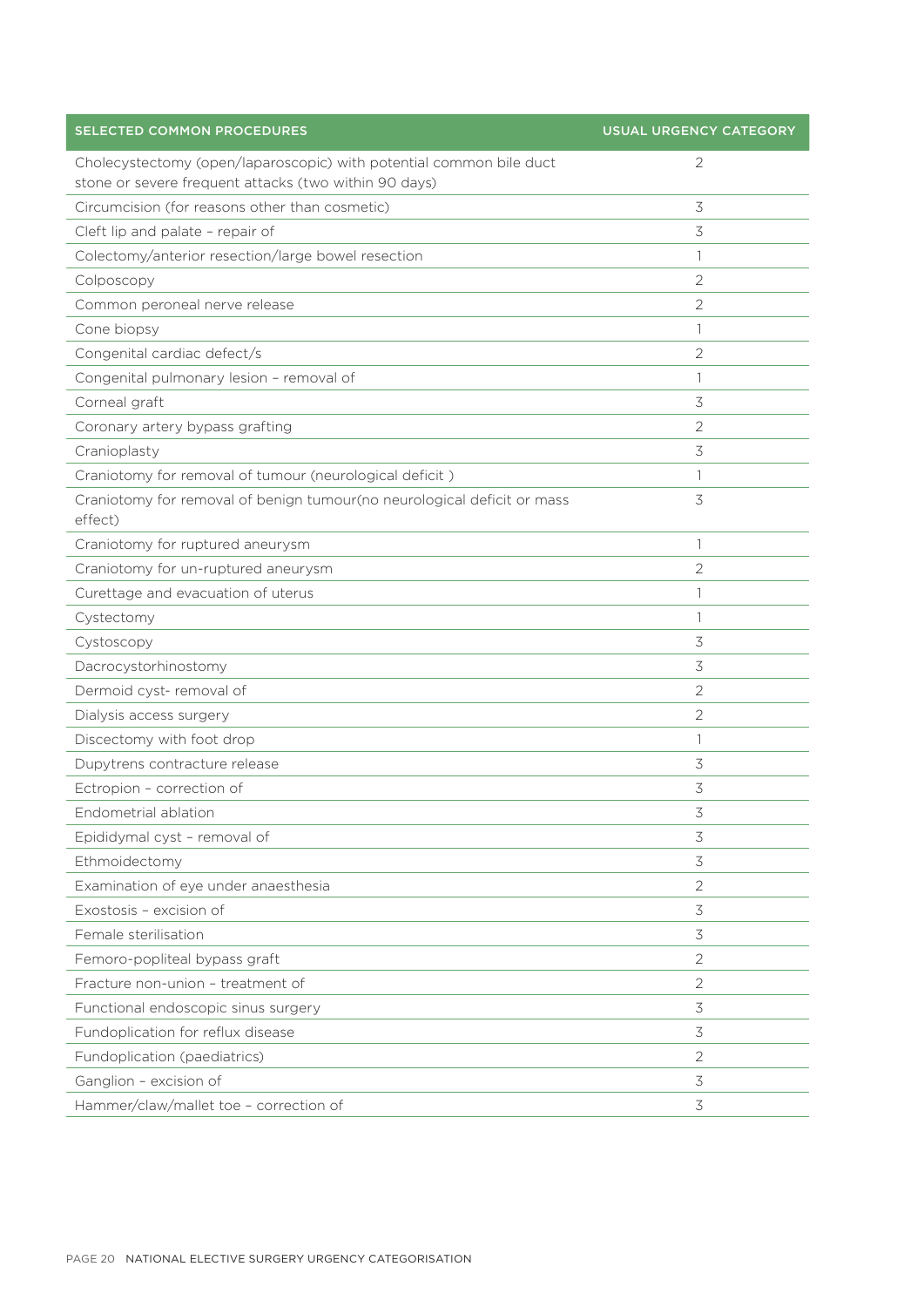| SELECTED COMMON PROCEDURES | USUAL URGENCY CATEGORY |
|---|---|
| Cholecystectomy (open/laparoscopic) with potential common bile duct stone or severe frequent attacks (two within 90 days) | 2 |
| Circumcision (for reasons other than cosmetic) | 3 |
| Cleft lip and palate – repair of | 3 |
| Colectomy/anterior resection/large bowel resection | 1 |
| Colposcopy | 2 |
| Common peroneal nerve release | 2 |
| Cone biopsy | 1 |
| Congenital cardiac defect/s | 2 |
| Congenital pulmonary lesion – removal of | 1 |
| Corneal graft | 3 |
| Coronary artery bypass grafting | 2 |
| Cranioplasty | 3 |
| Craniotomy for removal of tumour (neurological deficit ) | 1 |
| Craniotomy for removal of benign tumour(no neurological deficit or mass effect) | 3 |
| Craniotomy for ruptured aneurysm | 1 |
| Craniotomy for un-ruptured aneurysm | 2 |
| Curettage and evacuation of uterus | 1 |
| Cystectomy | 1 |
| Cystoscopy | 3 |
| Dacrocystorhinostomy | 3 |
| Dermoid cyst- removal of | 2 |
| Dialysis access surgery | 2 |
| Discectomy with foot drop | 1 |
| Dupytrens contracture release | 3 |
| Ectropion – correction of | 3 |
| Endometrial ablation | 3 |
| Epididymal cyst – removal of | 3 |
| Ethmoidectomy | 3 |
| Examination of eye under anaesthesia | 2 |
| Exostosis – excision of | 3 |
| Female sterilisation | 3 |
| Femoro-popliteal bypass graft | 2 |
| Fracture non-union – treatment of | 2 |
| Functional endoscopic sinus surgery | 3 |
| Fundoplication for reflux disease | 3 |
| Fundoplication (paediatrics) | 2 |
| Ganglion – excision of | 3 |
| Hammer/claw/mallet toe – correction of | 3 |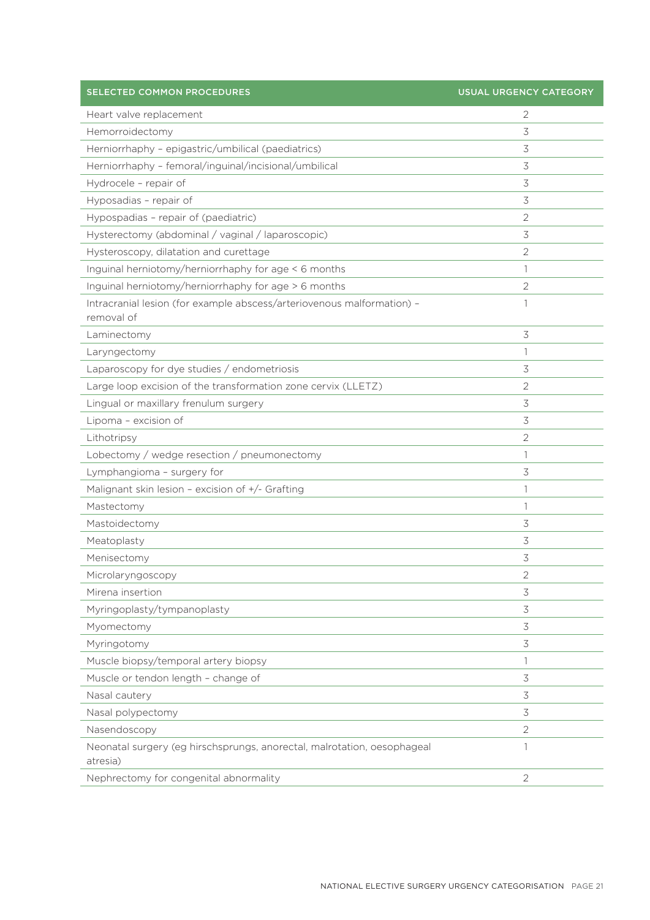| SELECTED COMMON PROCEDURES | USUAL URGENCY CATEGORY |
|---|---|
| Heart valve replacement | 2 |
| Hemorroidectomy | 3 |
| Herniorrhaphy – epigastric/umbilical (paediatrics) | 3 |
| Herniorrhaphy – femoral/inguinal/incisional/umbilical | 3 |
| Hydrocele – repair of | 3 |
| Hyposadias – repair of | 3 |
| Hypospadias – repair of (paediatric) | 2 |
| Hysterectomy (abdominal / vaginal / laparoscopic) | 3 |
| Hysteroscopy, dilatation and curettage | 2 |
| Inguinal herniotomy/herniorrhaphy for age < 6 months | 1 |
| Inguinal herniotomy/herniorrhaphy for age > 6 months | 2 |
| Intracranial lesion (for example abscess/arteriovenous malformation) – removal of | 1 |
| Laminectomy | 3 |
| Laryngectomy | 1 |
| Laparoscopy for dye studies / endometriosis | 3 |
| Large loop excision of the transformation zone cervix (LLETZ) | 2 |
| Lingual or maxillary frenulum surgery | 3 |
| Lipoma – excision of | 3 |
| Lithotripsy | 2 |
| Lobectomy / wedge resection / pneumonectomy | 1 |
| Lymphangioma – surgery for | 3 |
| Malignant skin lesion – excision of +/- Grafting | 1 |
| Mastectomy | 1 |
| Mastoidectomy | 3 |
| Meatoplasty | 3 |
| Menisectomy | 3 |
| Microlaryngoscopy | 2 |
| Mirena insertion | 3 |
| Myringoplasty/tympanoplasty | 3 |
| Myomectomy | 3 |
| Myringotomy | 3 |
| Muscle biopsy/temporal artery biopsy | 1 |
| Muscle or tendon length – change of | 3 |
| Nasal cautery | 3 |
| Nasal polypectomy | 3 |
| Nasendoscopy | 2 |
| Neonatal surgery (eg hirschsprungs, anorectal, malrotation, oesophageal atresia) | 1 |
| Nephrectomy for congenital abnormality | 2 |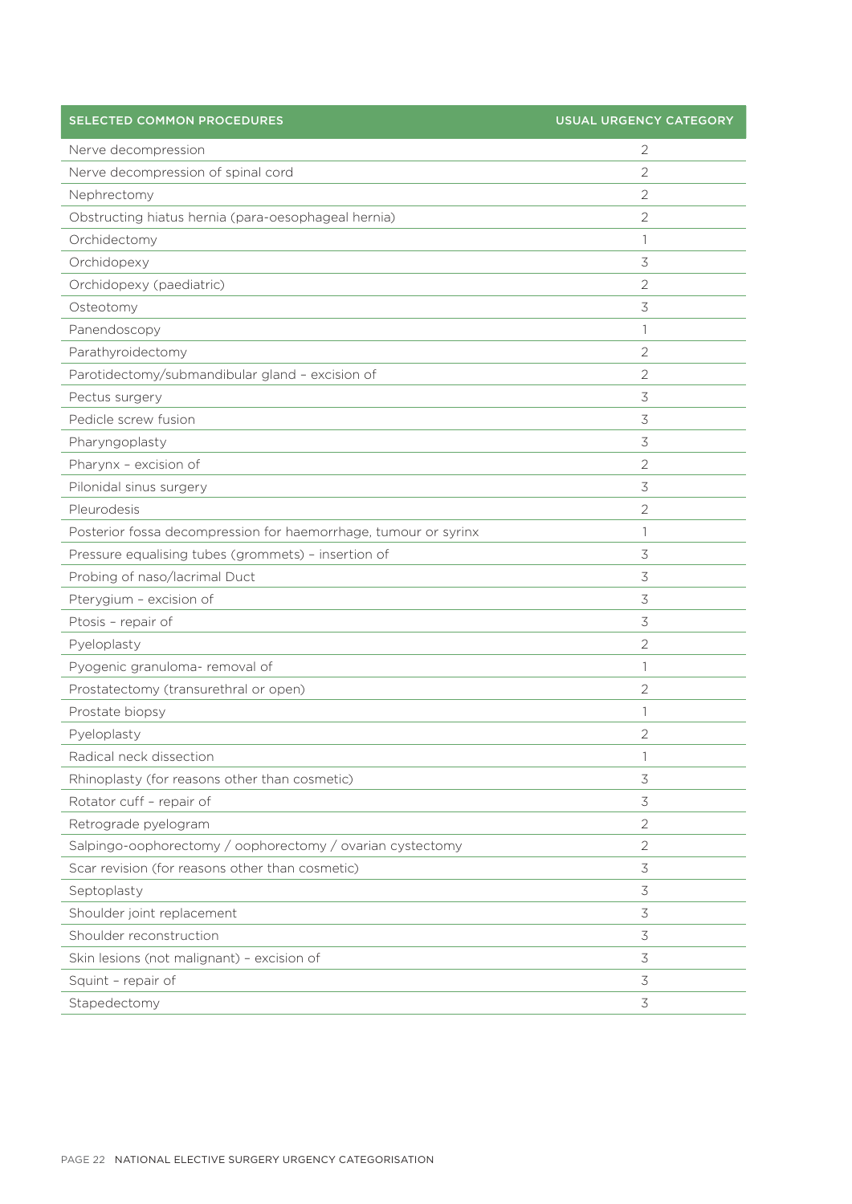| SELECTED COMMON PROCEDURES | USUAL URGENCY CATEGORY |
| --- | --- |
| Nerve decompression | 2 |
| Nerve decompression of spinal cord | 2 |
| Nephrectomy | 2 |
| Obstructing hiatus hernia (para-oesophageal hernia) | 2 |
| Orchidectomy | 1 |
| Orchidopexy | 3 |
| Orchidopexy (paediatric) | 2 |
| Osteotomy | 3 |
| Panendoscopy | 1 |
| Parathyroidectomy | 2 |
| Parotidectomy/submandibular gland – excision of | 2 |
| Pectus surgery | 3 |
| Pedicle screw fusion | 3 |
| Pharyngoplasty | 3 |
| Pharynx – excision of | 2 |
| Pilonidal sinus surgery | 3 |
| Pleurodesis | 2 |
| Posterior fossa decompression for haemorrhage, tumour or syrinx | 1 |
| Pressure equalising tubes (grommets) – insertion of | 3 |
| Probing of naso/lacrimal Duct | 3 |
| Pterygium – excision of | 3 |
| Ptosis – repair of | 3 |
| Pyeloplasty | 2 |
| Pyogenic granuloma- removal of | 1 |
| Prostatectomy (transurethral or open) | 2 |
| Prostate biopsy | 1 |
| Pyeloplasty | 2 |
| Radical neck dissection | 1 |
| Rhinoplasty (for reasons other than cosmetic) | 3 |
| Rotator cuff – repair of | 3 |
| Retrograde pyelogram | 2 |
| Salpingo-oophorectomy / oophorectomy / ovarian cystectomy | 2 |
| Scar revision (for reasons other than cosmetic) | 3 |
| Septoplasty | 3 |
| Shoulder joint replacement | 3 |
| Shoulder reconstruction | 3 |
| Skin lesions (not malignant) – excision of | 3 |
| Squint – repair of | 3 |
| Stapedectomy | 3 |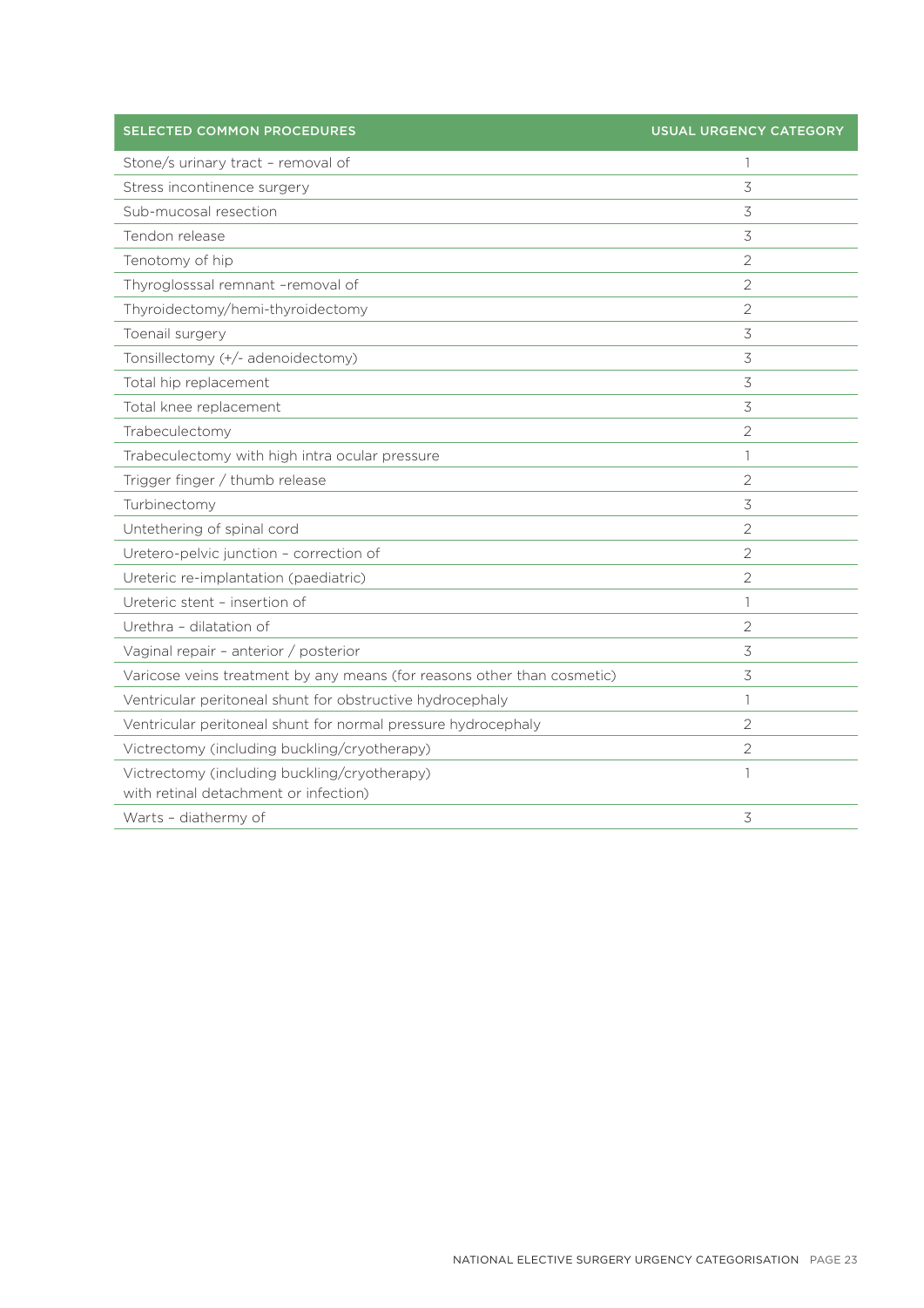| SELECTED COMMON PROCEDURES | USUAL URGENCY CATEGORY |
|---|---|
| Stone/s urinary tract – removal of | 1 |
| Stress incontinence surgery | 3 |
| Sub-mucosal resection | 3 |
| Tendon release | 3 |
| Tenotomy of hip | 2 |
| Thyroglosssal remnant –removal of | 2 |
| Thyroidectomy/hemi-thyroidectomy | 2 |
| Toenail surgery | 3 |
| Tonsillectomy (+/- adenoidectomy) | 3 |
| Total hip replacement | 3 |
| Total knee replacement | 3 |
| Trabeculectomy | 2 |
| Trabeculectomy with high intra ocular pressure | 1 |
| Trigger finger / thumb release | 2 |
| Turbinectomy | 3 |
| Untethering of spinal cord | 2 |
| Uretero-pelvic junction – correction of | 2 |
| Ureteric re-implantation (paediatric) | 2 |
| Ureteric stent – insertion of | 1 |
| Urethra – dilatation of | 2 |
| Vaginal repair – anterior / posterior | 3 |
| Varicose veins treatment by any means (for reasons other than cosmetic) | 3 |
| Ventricular peritoneal shunt for obstructive hydrocephaly | 1 |
| Ventricular peritoneal shunt for normal pressure hydrocephaly | 2 |
| Victrectomy (including buckling/cryotherapy) | 2 |
| Victrectomy (including buckling/cryotherapy) with retinal detachment or infection) | 1 |
| Warts – diathermy of | 3 |